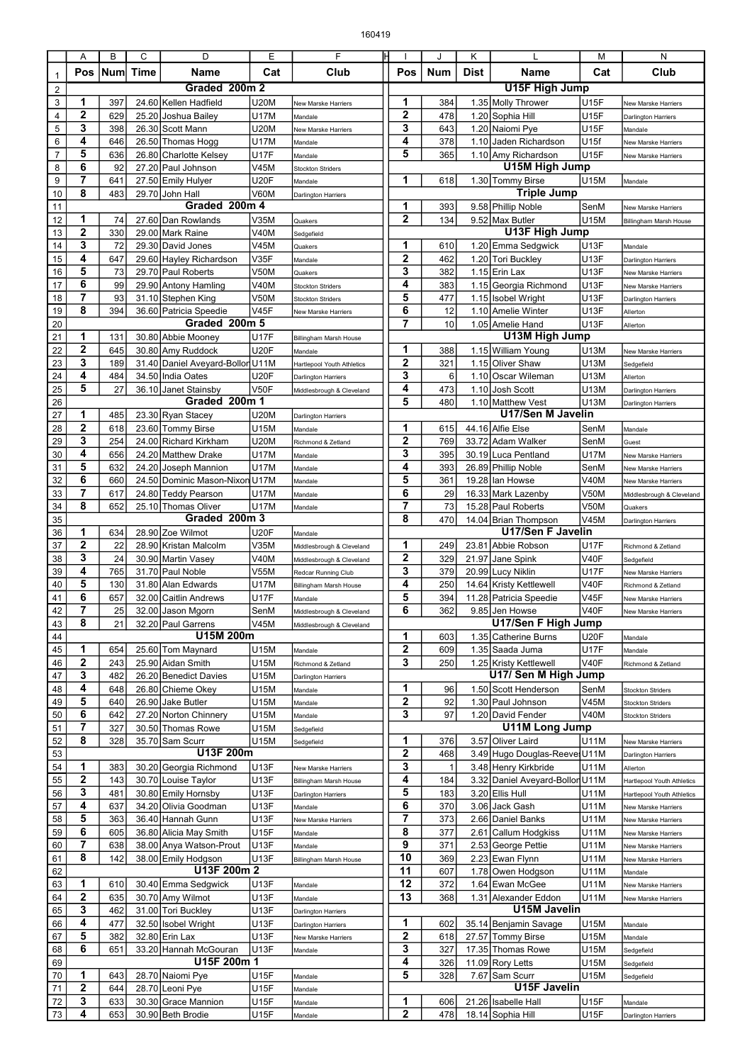160419

| Pos | Num | Time | Name | Cat | Club | Pos | Num | Dist | Name | Cat | Club |
|---|---|---|---|---|---|---|---|---|---|---|---|
| | | | **Graded 200m 2** | | | | | | **U15F High Jump** | | |
| 1 | 397 | 24.60 | Kellen Hadfield | U20M | New Marske Harriers | 1 | 384 | 1.35 | Molly Thrower | U15F | New Marske Harriers |
| 2 | 629 | 25.20 | Joshua Bailey | U17M | Mandale | 2 | 478 | 1.20 | Sophia Hill | U15F | Darlington Harriers |
| 3 | 398 | 26.30 | Scott Mann | U20M | New Marske Harriers | 3 | 643 | 1.20 | Naiomi Pye | U15F | Mandale |
| 4 | 646 | 26.50 | Thomas Hogg | U17M | Mandale | 4 | 378 | 1.10 | Jaden Richardson | U15f | New Marske Harriers |
| 5 | 636 | 26.80 | Charlotte Kelsey | U17F | Mandale | 5 | 365 | 1.10 | Amy Richardson | U15F | New Marske Harriers |
| 6 | 92 | 27.20 | Paul Johnson | V45M | Stockton Striders | | | | **U15M High Jump** | | |
| 7 | 641 | 27.50 | Emily Hulyer | U20F | Mandale | 1 | 618 | 1.30 | Tommy Birse | U15M | Mandale |
| 8 | 483 | 29.70 | John Hall | V60M | Darlington Harriers | | | | **Triple Jump** | | |
| | | | **Graded 200m 4** | | | 1 | 393 | 9.58 | Phillip Noble | SenM | New Marske Harriers |
| 1 | 74 | 27.60 | Dan Rowlands | V35M | Quakers | 2 | 134 | 9.52 | Max Butler | U15M | Billingham Marsh House |
| 2 | 330 | 29.00 | Mark Raine | V40M | Sedgefield | | | | **U13F High Jump** | | |
| 3 | 72 | 29.30 | David Jones | V45M | Quakers | 1 | 610 | 1.20 | Emma Sedgwick | U13F | Mandale |
| 4 | 647 | 29.60 | Hayley Richardson | V35F | Mandale | 2 | 462 | 1.20 | Tori Buckley | U13F | Darlington Harriers |
| 5 | 73 | 29.70 | Paul Roberts | V50M | Quakers | 3 | 382 | 1.15 | Erin Lax | U13F | New Marske Harriers |
| 6 | 99 | 29.90 | Antony Hamling | V40M | Stockton Striders | 4 | 383 | 1.15 | Georgia Richmond | U13F | New Marske Harriers |
| 7 | 93 | 31.10 | Stephen King | V50M | Stockton Striders | 5 | 477 | 1.15 | Isobel Wright | U13F | Darlington Harriers |
| 8 | 394 | 36.60 | Patricia Speedie | V45F | New Marske Harriers | 6 | 12 | 1.10 | Amelie Winter | U13F | Allerton |
| | | | **Graded 200m 5** | | | 7 | 10 | 1.05 | Amelie Hand | U13F | Allerton |
| 1 | 131 | 30.80 | Abbie Mooney | U17F | Billingham Marsh House | | | | **U13M High Jump** | | |
| 2 | 645 | 30.80 | Amy Ruddock | U20F | Mandale | 1 | 388 | 1.15 | William Young | U13M | New Marske Harriers |
| 3 | 189 | 31.40 | Daniel Aveyard-Bollon | U11M | Hartlepool Youth Athletics | 2 | 321 | 1.15 | Oliver Shaw | U13M | Sedgefield |
| 4 | 484 | 34.50 | India Oates | U20F | Darlington Harriers | 3 | 6 | 1.10 | Oscar Wileman | U13M | Allerton |
| 5 | 27 | 36.10 | Janet Stainsby | V50F | Middlesbrough & Cleveland | 4 | 473 | 1.10 | Josh Scott | U13M | Darlington Harriers |
| | | | **Graded 200m 1** | | | 5 | 480 | 1.10 | Matthew Vest | U13M | Darlington Harriers |
| 1 | 485 | 23.30 | Ryan Stacey | U20M | Darlington Harriers | | | | **U17/Sen M Javelin** | | |
| 2 | 618 | 23.60 | Tommy Birse | U15M | Mandale | 1 | 615 | 44.16 | Alfie Else | SenM | Mandale |
| 3 | 254 | 24.00 | Richard Kirkham | U20M | Richmond & Zetland | 2 | 769 | 33.72 | Adam Walker | SenM | Guest |
| 4 | 656 | 24.20 | Matthew Drake | U17M | Mandale | 3 | 395 | 30.19 | Luca Pentland | U17M | New Marske Harriers |
| 5 | 632 | 24.20 | Joseph Mannion | U17M | Mandale | 4 | 393 | 26.89 | Phillip Noble | SenM | New Marske Harriers |
| 6 | 660 | 24.50 | Dominic Mason-Nixon | U17M | Mandale | 5 | 361 | 19.28 | Ian Howse | V40M | New Marske Harriers |
| 7 | 617 | 24.80 | Teddy Pearson | U17M | Mandale | 6 | 29 | 16.33 | Mark Lazenby | V50M | Middlesbrough & Cleveland |
| 8 | 652 | 25.10 | Thomas Oliver | U17M | Mandale | 7 | 73 | 15.28 | Paul Roberts | V50M | Quakers |
| | | | **Graded 200m 3** | | | 8 | 470 | 14.04 | Brian Thompson | V45M | Darlington Harriers |
| 1 | 634 | 28.90 | Zoe Wilmot | U20F | Mandale | | | | **U17/Sen F Javelin** | | |
| 2 | 22 | 28.90 | Kristan Malcolm | V35M | Middlesbrough & Cleveland | 1 | 249 | 23.81 | Abbie Robson | U17F | Richmond & Zetland |
| 3 | 24 | 30.90 | Martin Vasey | V40M | Middlesbrough & Cleveland | 2 | 329 | 21.97 | Jane Spink | V40F | Sedgefield |
| 4 | 765 | 31.70 | Paul Noble | V55M | Redcar Running Club | 3 | 379 | 20.99 | Lucy Niklin | U17F | New Marske Harriers |
| 5 | 130 | 31.80 | Alan Edwards | U17M | Billingham Marsh House | 4 | 250 | 14.64 | Kristy Kettlewell | V40F | Richmond & Zetland |
| 6 | 657 | 32.00 | Caitlin Andrews | U17F | Mandale | 5 | 394 | 11.28 | Patricia Speedie | V45F | New Marske Harriers |
| 7 | 25 | 32.00 | Jason Mgorn | SenM | Middlesbrough & Cleveland | 6 | 362 | 9.85 | Jen Howse | V40F | New Marske Harriers |
| 8 | 21 | 32.20 | Paul Garrens | V45M | Middlesbrough & Cleveland | | | | **U17/Sen F High Jump** | | |
| | | | **U15M 200m** | | | 1 | 603 | 1.35 | Catherine Burns | U20F | Mandale |
| 1 | 654 | 25.60 | Tom Maynard | U15M | Mandale | 2 | 609 | 1.35 | Saada Juma | U17F | Mandale |
| 2 | 243 | 25.90 | Aidan Smith | U15M | Richmond & Zetland | 3 | 250 | 1.25 | Kristy Kettlewell | V40F | Richmond & Zetland |
| 3 | 482 | 26.20 | Benedict Davies | U15M | Darlington Harriers | | | | **U17/ Sen M High Jump** | | |
| 4 | 648 | 26.80 | Chieme Okey | U15M | Mandale | 1 | 96 | 1.50 | Scott Henderson | SenM | Stockton Striders |
| 5 | 640 | 26.90 | Jake Butler | U15M | Mandale | 2 | 92 | 1.30 | Paul Johnson | V45M | Stockton Striders |
| 6 | 642 | 27.20 | Norton Chinnery | U15M | Mandale | 3 | 97 | 1.20 | David Fender | V40M | Stockton Striders |
| 7 | 327 | 30.50 | Thomas Rowe | U15M | Sedgefield | | | | **U11M Long Jump** | | |
| 8 | 328 | 35.70 | Sam Scurr | U15M | Sedgefield | 1 | 376 | 3.57 | Oliver Laird | U11M | New Marske Harriers |
| | | | **U13F 200m** | | | 2 | 468 | 3.49 | Hugo Douglas-Reeves | U11M | Darlington Harriers |
| 1 | 383 | 30.20 | Georgia Richmond | U13F | New Marske Harriers | 3 | 1 | 3.48 | Henry Kirkbride | U11M | Allerton |
| 2 | 143 | 30.70 | Louise Taylor | U13F | Billingham Marsh House | 4 | 184 | 3.32 | Daniel Aveyard-Bollon | U11M | Hartlepool Youth Athletics |
| 3 | 481 | 30.80 | Emily Hornsby | U13F | Darlington Harriers | 5 | 183 | 3.20 | Ellis Hull | U11M | Hartlepool Youth Athletics |
| 4 | 637 | 34.20 | Olivia Goodman | U13F | Mandale | 6 | 370 | 3.06 | Jack Gash | U11M | New Marske Harriers |
| 5 | 363 | 36.40 | Hannah Gunn | U13F | New Marske Harriers | 7 | 373 | 2.66 | Daniel Banks | U11M | New Marske Harriers |
| 6 | 605 | 36.80 | Alicia May Smith | U15F | Mandale | 8 | 377 | 2.61 | Callum Hodgkiss | U11M | New Marske Harriers |
| 7 | 638 | 38.00 | Anya Watson-Prout | U13F | Mandale | 9 | 371 | 2.53 | George Pettie | U11M | New Marske Harriers |
| 8 | 142 | 38.00 | Emily Hodgson | U13F | Billingham Marsh House | 10 | 369 | 2.23 | Ewan Flynn | U11M | New Marske Harriers |
| | | | **U13F 200m 2** | | | 11 | 607 | 1.78 | Owen Hodgson | U11M | Mandale |
| 1 | 610 | 30.40 | Emma Sedgwick | U13F | Mandale | 12 | 372 | 1.64 | Ewan McGee | U11M | New Marske Harriers |
| 2 | 635 | 30.70 | Amy Wilmot | U13F | Mandale | 13 | 368 | 1.31 | Alexander Eddon | U11M | New Marske Harriers |
| 3 | 462 | 31.00 | Tori Buckley | U13F | Darlington Harriers | | | | **U15M Javelin** | | |
| 4 | 477 | 32.50 | Isobel Wright | U13F | Darlington Harriers | 1 | 602 | 35.14 | Benjamin Savage | U15M | Mandale |
| 5 | 382 | 32.80 | Erin Lax | U13F | New Marske Harriers | 2 | 618 | 27.57 | Tommy Birse | U15M | Mandale |
| 6 | 651 | 33.20 | Hannah McGouran | U13F | Mandale | 3 | 327 | 17.35 | Thomas Rowe | U15M | Sedgefield |
| | | | **U15F 200m 1** | | | 4 | 326 | 11.09 | Rory Letts | U15M | Sedgefield |
| 1 | 643 | 28.70 | Naiomi Pye | U15F | Mandale | 5 | 328 | 7.67 | Sam Scurr | U15M | Sedgefield |
| 2 | 644 | 28.70 | Leoni Pye | U15F | Mandale | | | | **U15F Javelin** | | |
| 3 | 633 | 30.30 | Grace Mannion | U15F | Mandale | 1 | 606 | 21.26 | Isabelle Hall | U15F | Mandale |
| 4 | 653 | 30.90 | Beth Brodie | U15F | Mandale | 2 | 478 | 18.14 | Sophia Hill | U15F | Darlington Harriers |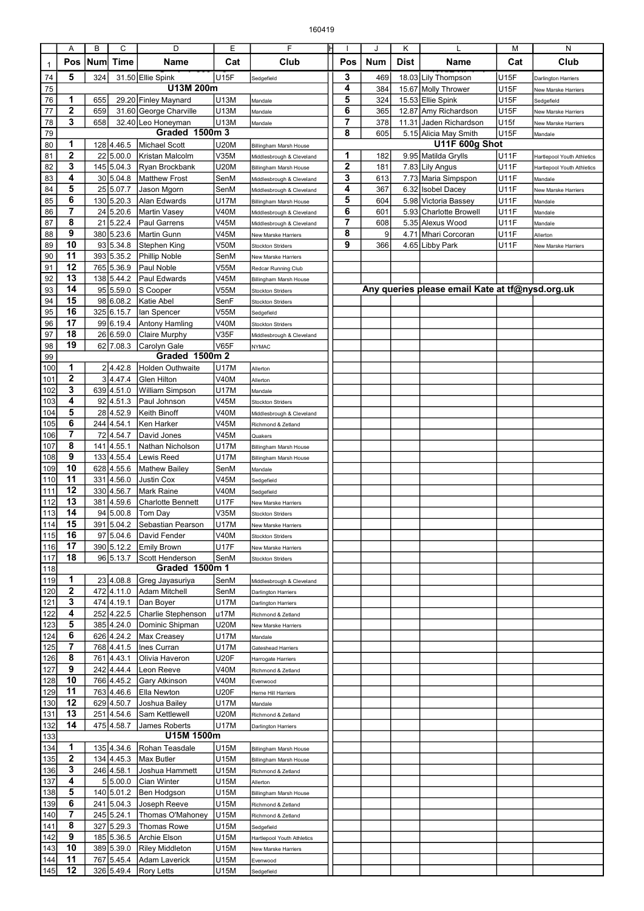| | A | B | C | D | E | F | I | J | K | L | M | N |
|---|---|---|---|---|---|---|---|---|---|---|---|---|
| 1 | Pos | Num | Time | Name | Cat | Club | Pos | Num | Dist | Name | Cat | Club |
| 74 | 5 | 324 | 31.50 | Ellie Spink | U15F | Sedgefield | 3 | 469 | 18.03 | Lily Thompson | U15F | Darlington Harriers |
| 75 | | | | U13M 200m | | | 4 | 384 | 15.67 | Molly Thrower | U15F | New Marske Harriers |
| 76 | 1 | 655 | 29.20 | Finley Maynard | U13M | Mandale | 5 | 324 | 15.53 | Ellie Spink | U15F | Sedgefield |
| 77 | 2 | 659 | 31.60 | George Charville | U13M | Mandale | 6 | 365 | 12.87 | Amy Richardson | U15F | New Marske Harriers |
| 78 | 3 | 658 | 32.40 | Leo Honeyman | U13M | Mandale | 7 | 378 | 11.31 | Jaden Richardson | U15f | New Marske Harriers |
| 79 | | | | Graded 1500m 3 | | | 8 | 605 | 5.15 | Alicia May Smith | U15F | Mandale |
| 80 | 1 | 128 | 4.46.5 | Michael Scott | U20M | Billingham Marsh House | | | | U11F 600g Shot | | |
| 81 | 2 | 22 | 5.00.0 | Kristan Malcolm | V35M | Middlesbrough & Cleveland | 1 | 182 | 9.95 | Matilda Grylls | U11F | Hartlepool Youth Athletics |
| 82 | 3 | 145 | 5.04.3 | Ryan Brockbank | U20M | Billingham Marsh House | 2 | 181 | 7.83 | Lily Angus | U11F | Hartlepool Youth Athletics |
| 83 | 4 | 30 | 5.04.8 | Matthew Frost | SenM | Middlesbrough & Cleveland | 3 | 613 | 7.73 | Maria Simpspon | U11F | Mandale |
| 84 | 5 | 25 | 5.07.7 | Jason Mgorn | SenM | Middlesbrough & Cleveland | 4 | 367 | 6.32 | Isobel Dacey | U11F | New Marske Harriers |
| 85 | 6 | 130 | 5.20.3 | Alan Edwards | U17M | Billingham Marsh House | 5 | 604 | 5.98 | Victoria Bassey | U11F | Mandale |
| 86 | 7 | 24 | 5.20.6 | Martin Vasey | V40M | Middlesbrough & Cleveland | 6 | 601 | 5.93 | Charlotte Browell | U11F | Mandale |
| 87 | 8 | 21 | 5.22.4 | Paul Garrens | V45M | Middlesbrough & Cleveland | 7 | 608 | 5.35 | Alexus Wood | U11F | Mandale |
| 88 | 9 | 380 | 5.23.6 | Martin Gunn | V45M | New Marske Harriers | 8 | 9 | 4.71 | Mhari Corcoran | U11F | Allerton |
| 89 | 10 | 93 | 5.34.8 | Stephen King | V50M | Stockton Striders | 9 | 366 | 4.65 | Libby Park | U11F | New Marske Harriers |
| 90 | 11 | 393 | 5.35.2 | Phillip Noble | SenM | New Marske Harriers | | | | | | |
| 91 | 12 | 765 | 5.36.9 | Paul Noble | V55M | Redcar Running Club | | | | | | |
| 92 | 13 | 138 | 5.44.2 | Paul Edwards | V45M | Billingham Marsh House | | | | | | |
| 93 | 14 | 95 | 5.59.0 | S Cooper | V55M | Stockton Striders | Any queries please email Kate at tf@nysd.org.uk | | | | | |
| 94 | 15 | 98 | 6.08.2 | Katie Abel | SenF | Stockton Striders | | | | | | |
| 95 | 16 | 325 | 6.15.7 | Ian Spencer | V55M | Sedgefield | | | | | | |
| 96 | 17 | 99 | 6.19.4 | Antony Hamling | V40M | Stockton Striders | | | | | | |
| 97 | 18 | 26 | 6.59.0 | Claire Murphy | V35F | Middlesbrough & Cleveland | | | | | | |
| 98 | 19 | 62 | 7.08.3 | Carolyn Gale | V65F | NYMAC | | | | | | |
| 99 | | | | Graded 1500m 2 | | | | | | | | |
| 100 | 1 | 2 | 4.42.8 | Holden Outhwaite | U17M | Allerton | | | | | | |
| 101 | 2 | 3 | 4.47.4 | Glen Hilton | V40M | Allerton | | | | | | |
| 102 | 3 | 639 | 4.51.0 | William Simpson | U17M | Mandale | | | | | | |
| 103 | 4 | 92 | 4.51.3 | Paul Johnson | V45M | Stockton Striders | | | | | | |
| 104 | 5 | 28 | 4.52.9 | Keith Binoff | V40M | Middlesbrough & Cleveland | | | | | | |
| 105 | 6 | 244 | 4.54.1 | Ken Harker | V45M | Richmond & Zetland | | | | | | |
| 106 | 7 | 72 | 4.54.7 | David Jones | V45M | Quakers | | | | | | |
| 107 | 8 | 141 | 4.55.1 | Nathan Nicholson | U17M | Billingham Marsh House | | | | | | |
| 108 | 9 | 133 | 4.55.4 | Lewis Reed | U17M | Billingham Marsh House | | | | | | |
| 109 | 10 | 628 | 4.55.6 | Mathew Bailey | SenM | Mandale | | | | | | |
| 110 | 11 | 331 | 4.56.0 | Justin Cox | V45M | Sedgefield | | | | | | |
| 111 | 12 | 330 | 4.56.7 | Mark Raine | V40M | Sedgefield | | | | | | |
| 112 | 13 | 381 | 4.59.6 | Charlotte Bennett | U17F | New Marske Harriers | | | | | | |
| 113 | 14 | 94 | 5.00.8 | Tom Day | V35M | Stockton Striders | | | | | | |
| 114 | 15 | 391 | 5.04.2 | Sebastian Pearson | U17M | New Marske Harriers | | | | | | |
| 115 | 16 | 97 | 5.04.6 | David Fender | V40M | Stockton Striders | | | | | | |
| 116 | 17 | 390 | 5.12.2 | Emily Brown | U17F | New Marske Harriers | | | | | | |
| 117 | 18 | 96 | 5.13.7 | Scott Henderson | SenM | Stockton Striders | | | | | | |
| 118 | | | | Graded 1500m 1 | | | | | | | | |
| 119 | 1 | 23 | 4.08.8 | Greg Jayasuriya | SenM | Middlesbrough & Cleveland | | | | | | |
| 120 | 2 | 472 | 4.11.0 | Adam Mitchell | SenM | Darlington Harriers | | | | | | |
| 121 | 3 | 474 | 4.19.1 | Dan Boyer | U17M | Darlington Harriers | | | | | | |
| 122 | 4 | 252 | 4.22.5 | Charlie Stephenson | u17M | Richmond & Zetland | | | | | | |
| 123 | 5 | 385 | 4.24.0 | Dominic Shipman | U20M | New Marske Harriers | | | | | | |
| 124 | 6 | 626 | 4.24.2 | Max Creasey | U17M | Mandale | | | | | | |
| 125 | 7 | 768 | 4.41.5 | Ines Curran | U17M | Gateshead Harriers | | | | | | |
| 126 | 8 | 761 | 4.43.1 | Olivia Haveron | U20F | Harrogate Harriers | | | | | | |
| 127 | 9 | 242 | 4.44.4 | Leon Reeve | V40M | Richmond & Zetland | | | | | | |
| 128 | 10 | 766 | 4.45.2 | Gary Atkinson | V40M | Evenwood | | | | | | |
| 129 | 11 | 763 | 4.46.6 | Ella Newton | U20F | Herne Hill Harriers | | | | | | |
| 130 | 12 | 629 | 4.50.7 | Joshua Bailey | U17M | Mandale | | | | | | |
| 131 | 13 | 251 | 4.54.6 | Sam Kettlewell | U20M | Richmond & Zetland | | | | | | |
| 132 | 14 | 475 | 4.58.7 | James Roberts | U17M | Darlington Harriers | | | | | | |
| 133 | | | | U15M 1500m | | | | | | | | |
| 134 | 1 | 135 | 4.34.6 | Rohan Teasdale | U15M | Billingham Marsh House | | | | | | |
| 135 | 2 | 134 | 4.45.3 | Max Butler | U15M | Billingham Marsh House | | | | | | |
| 136 | 3 | 246 | 4.58.1 | Joshua Hammett | U15M | Richmond & Zetland | | | | | | |
| 137 | 4 | 5 | 5.00.0 | Cian Winter | U15M | Allerton | | | | | | |
| 138 | 5 | 140 | 5.01.2 | Ben Hodgson | U15M | Billingham Marsh House | | | | | | |
| 139 | 6 | 241 | 5.04.3 | Joseph Reeve | U15M | Richmond & Zetland | | | | | | |
| 140 | 7 | 245 | 5.24.1 | Thomas O'Mahoney | U15M | Richmond & Zetland | | | | | | |
| 141 | 8 | 327 | 5.29.3 | Thomas Rowe | U15M | Sedgefield | | | | | | |
| 142 | 9 | 185 | 5.36.5 | Archie Elson | U15M | Hartlepool Youth Athletics | | | | | | |
| 143 | 10 | 389 | 5.39.0 | Riley Middleton | U15M | New Marske Harriers | | | | | | |
| 144 | 11 | 767 | 5.45.4 | Adam Laverick | U15M | Evenwood | | | | | | |
| 145 | 12 | 326 | 5.49.4 | Rory Letts | U15M | Sedgefield | | | | | | |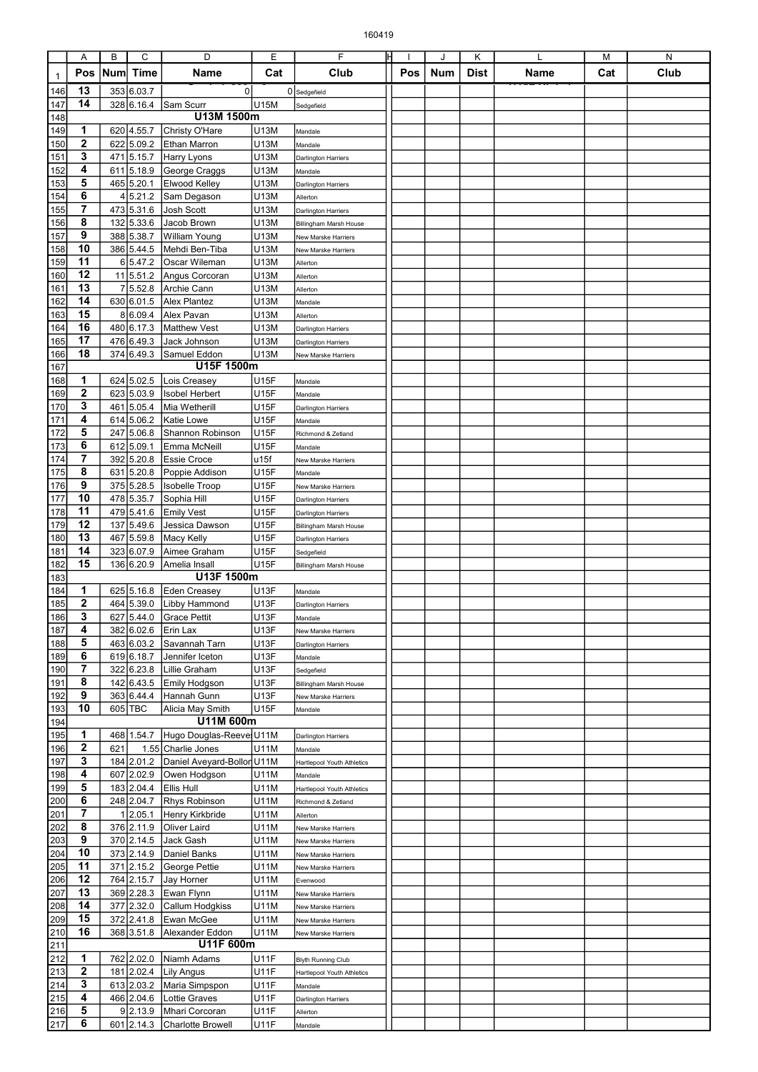160419

| | A | B | C | D | E | F | H | I | J | K | L | M | N |
|---|---|---|---|---|---|---|---|---|---|---|---|---|---|
| 1 | Pos | Num | Time | Name | Cat | Club | | Pos | Num | Dist | Name | Cat | Club |
| 146 | 13 | 353 | 6.03.7 | 0 | 0 | Sedgefield | | | | | | | |
| 147 | 14 | 328 | 6.16.4 | Sam Scurr | U15M | Sedgefield | | | | | | | |
| 148 | | | | U13M 1500m | | | | | | | | | |
| 149 | 1 | 620 | 4.55.7 | Christy O'Hare | U13M | Mandale | | | | | | | |
| 150 | 2 | 622 | 5.09.2 | Ethan Marron | U13M | Mandale | | | | | | | |
| 151 | 3 | 471 | 5.15.7 | Harry Lyons | U13M | Darlington Harriers | | | | | | | |
| 152 | 4 | 611 | 5.18.9 | George Craggs | U13M | Mandale | | | | | | | |
| 153 | 5 | 465 | 5.20.1 | Elwood Kelley | U13M | Darlington Harriers | | | | | | | |
| 154 | 6 | 4 | 5.21.2 | Sam Degason | U13M | Allerton | | | | | | | |
| 155 | 7 | 473 | 5.31.6 | Josh Scott | U13M | Darlington Harriers | | | | | | | |
| 156 | 8 | 132 | 5.33.6 | Jacob Brown | U13M | Billingham Marsh House | | | | | | | |
| 157 | 9 | 388 | 5.38.7 | William Young | U13M | New Marske Harriers | | | | | | | |
| 158 | 10 | 386 | 5.44.5 | Mehdi Ben-Tiba | U13M | New Marske Harriers | | | | | | | |
| 159 | 11 | 6 | 5.47.2 | Oscar Wileman | U13M | Allerton | | | | | | | |
| 160 | 12 | 11 | 5.51.2 | Angus Corcoran | U13M | Allerton | | | | | | | |
| 161 | 13 | 7 | 5.52.8 | Archie Cann | U13M | Allerton | | | | | | | |
| 162 | 14 | 630 | 6.01.5 | Alex Plantez | U13M | Mandale | | | | | | | |
| 163 | 15 | 8 | 6.09.4 | Alex Pavan | U13M | Allerton | | | | | | | |
| 164 | 16 | 480 | 6.17.3 | Matthew Vest | U13M | Darlington Harriers | | | | | | | |
| 165 | 17 | 476 | 6.49.3 | Jack Johnson | U13M | Darlington Harriers | | | | | | | |
| 166 | 18 | 374 | 6.49.3 | Samuel Eddon | U13M | New Marske Harriers | | | | | | | |
| 167 | | | | U15F 1500m | | | | | | | | | |
| 168 | 1 | 624 | 5.02.5 | Lois Creasey | U15F | Mandale | | | | | | | |
| 169 | 2 | 623 | 5.03.9 | Isobel Herbert | U15F | Mandale | | | | | | | |
| 170 | 3 | 461 | 5.05.4 | Mia Wetherill | U15F | Darlington Harriers | | | | | | | |
| 171 | 4 | 614 | 5.06.2 | Katie Lowe | U15F | Mandale | | | | | | | |
| 172 | 5 | 247 | 5.06.8 | Shannon Robinson | U15F | Richmond & Zetland | | | | | | | |
| 173 | 6 | 612 | 5.09.1 | Emma McNeill | U15F | Mandale | | | | | | | |
| 174 | 7 | 392 | 5.20.8 | Essie Croce | u15f | New Marske Harriers | | | | | | | |
| 175 | 8 | 631 | 5.20.8 | Poppie Addison | U15F | Mandale | | | | | | | |
| 176 | 9 | 375 | 5.28.5 | Isobelle Troop | U15F | New Marske Harriers | | | | | | | |
| 177 | 10 | 478 | 5.35.7 | Sophia Hill | U15F | Darlington Harriers | | | | | | | |
| 178 | 11 | 479 | 5.41.6 | Emily Vest | U15F | Darlington Harriers | | | | | | | |
| 179 | 12 | 137 | 5.49.6 | Jessica Dawson | U15F | Billingham Marsh House | | | | | | | |
| 180 | 13 | 467 | 5.59.8 | Macy Kelly | U15F | Darlington Harriers | | | | | | | |
| 181 | 14 | 323 | 6.07.9 | Aimee Graham | U15F | Sedgefield | | | | | | | |
| 182 | 15 | 136 | 6.20.9 | Amelia Insall | U15F | Billingham Marsh House | | | | | | | |
| 183 | | | | U13F 1500m | | | | | | | | | |
| 184 | 1 | 625 | 5.16.8 | Eden Creasey | U13F | Mandale | | | | | | | |
| 185 | 2 | 464 | 5.39.0 | Libby Hammond | U13F | Darlington Harriers | | | | | | | |
| 186 | 3 | 627 | 5.44.0 | Grace Pettit | U13F | Mandale | | | | | | | |
| 187 | 4 | 382 | 6.02.6 | Erin Lax | U13F | New Marske Harriers | | | | | | | |
| 188 | 5 | 463 | 6.03.2 | Savannah Tarn | U13F | Darlington Harriers | | | | | | | |
| 189 | 6 | 619 | 6.18.7 | Jennifer Iceton | U13F | Mandale | | | | | | | |
| 190 | 7 | 322 | 6.23.8 | Lillie Graham | U13F | Sedgefield | | | | | | | |
| 191 | 8 | 142 | 6.43.5 | Emily Hodgson | U13F | Billingham Marsh House | | | | | | | |
| 192 | 9 | 363 | 6.44.4 | Hannah Gunn | U13F | New Marske Harriers | | | | | | | |
| 193 | 10 | 605 | TBC | Alicia May Smith | U15F | Mandale | | | | | | | |
| 194 | | | | U11M 600m | | | | | | | | | |
| 195 | 1 | 468 | 1.54.7 | Hugo Douglas-Reeve | U11M | Darlington Harriers | | | | | | | |
| 196 | 2 | 621 | 1.55 | Charlie Jones | U11M | Mandale | | | | | | | |
| 197 | 3 | 184 | 2.01.2 | Daniel Aveyard-Bollon | U11M | Hartlepool Youth Athletics | | | | | | | |
| 198 | 4 | 607 | 2.02.9 | Owen Hodgson | U11M | Mandale | | | | | | | |
| 199 | 5 | 183 | 2.04.4 | Ellis Hull | U11M | Hartlepool Youth Athletics | | | | | | | |
| 200 | 6 | 248 | 2.04.7 | Rhys Robinson | U11M | Richmond & Zetland | | | | | | | |
| 201 | 7 | 1 | 2.05.1 | Henry Kirkbride | U11M | Allerton | | | | | | | |
| 202 | 8 | 376 | 2.11.9 | Oliver Laird | U11M | New Marske Harriers | | | | | | | |
| 203 | 9 | 370 | 2.14.5 | Jack Gash | U11M | New Marske Harriers | | | | | | | |
| 204 | 10 | 373 | 2.14.9 | Daniel Banks | U11M | New Marske Harriers | | | | | | | |
| 205 | 11 | 371 | 2.15.2 | George Pettie | U11M | New Marske Harriers | | | | | | | |
| 206 | 12 | 764 | 2.15.7 | Jay Horner | U11M | Evenwood | | | | | | | |
| 207 | 13 | 369 | 2.28.3 | Ewan Flynn | U11M | New Marske Harriers | | | | | | | |
| 208 | 14 | 377 | 2.32.0 | Callum Hodgkiss | U11M | New Marske Harriers | | | | | | | |
| 209 | 15 | 372 | 2.41.8 | Ewan McGee | U11M | New Marske Harriers | | | | | | | |
| 210 | 16 | 368 | 3.51.8 | Alexander Eddon | U11M | New Marske Harriers | | | | | | | |
| 211 | | | | U11F 600m | | | | | | | | | |
| 212 | 1 | 762 | 2.02.0 | Niamh Adams | U11F | Blyth Running Club | | | | | | | |
| 213 | 2 | 181 | 2.02.4 | Lily Angus | U11F | Hartlepool Youth Athletics | | | | | | | |
| 214 | 3 | 613 | 2.03.2 | Maria Simpson | U11F | Mandale | | | | | | | |
| 215 | 4 | 466 | 2.04.6 | Lottie Graves | U11F | Darlington Harriers | | | | | | | |
| 216 | 5 | 9 | 2.13.9 | Mhari Corcoran | U11F | Allerton | | | | | | | |
| 217 | 6 | 601 | 2.14.3 | Charlotte Browell | U11F | Mandale | | | | | | | |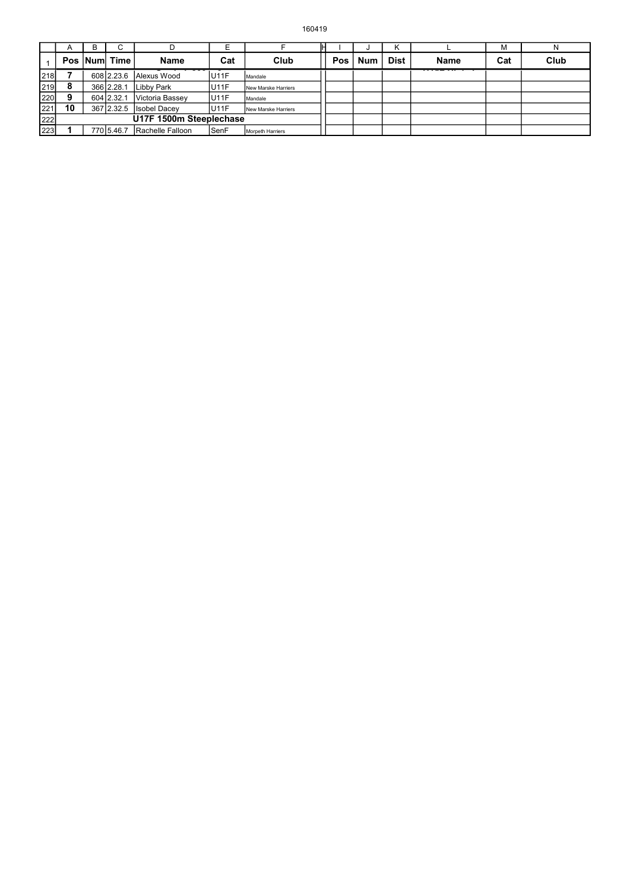160419

| | A | B | C | D | E | F | H | I | J | K | L | M | N |
|---|---|---|---|---|---|---|---|---|---|---|---|---|---|
| 1 | Pos | Num | Time | Name | Cat | Club | | Pos | Num | Dist | Name | Cat | Club |
| 218 | 7 | 608 | 2.23.6 | Alexus Wood | U11F | Mandale | | | | | | | |
| 219 | 8 | 366 | 2.28.1 | Libby Park | U11F | New Marske Harriers | | | | | | | |
| 220 | 9 | 604 | 2.32.1 | Victoria Bassey | U11F | Mandale | | | | | | | |
| 221 | 10 | 367 | 2.32.5 | Isobel Dacey | U11F | New Marske Harriers | | | | | | | |
| 222 | | | | U17F 1500m Steeplechase | | | | | | | | | |
| 223 | 1 | 770 | 5.46.7 | Rachelle Falloon | SenF | Morpeth Harriers | | | | | | | |